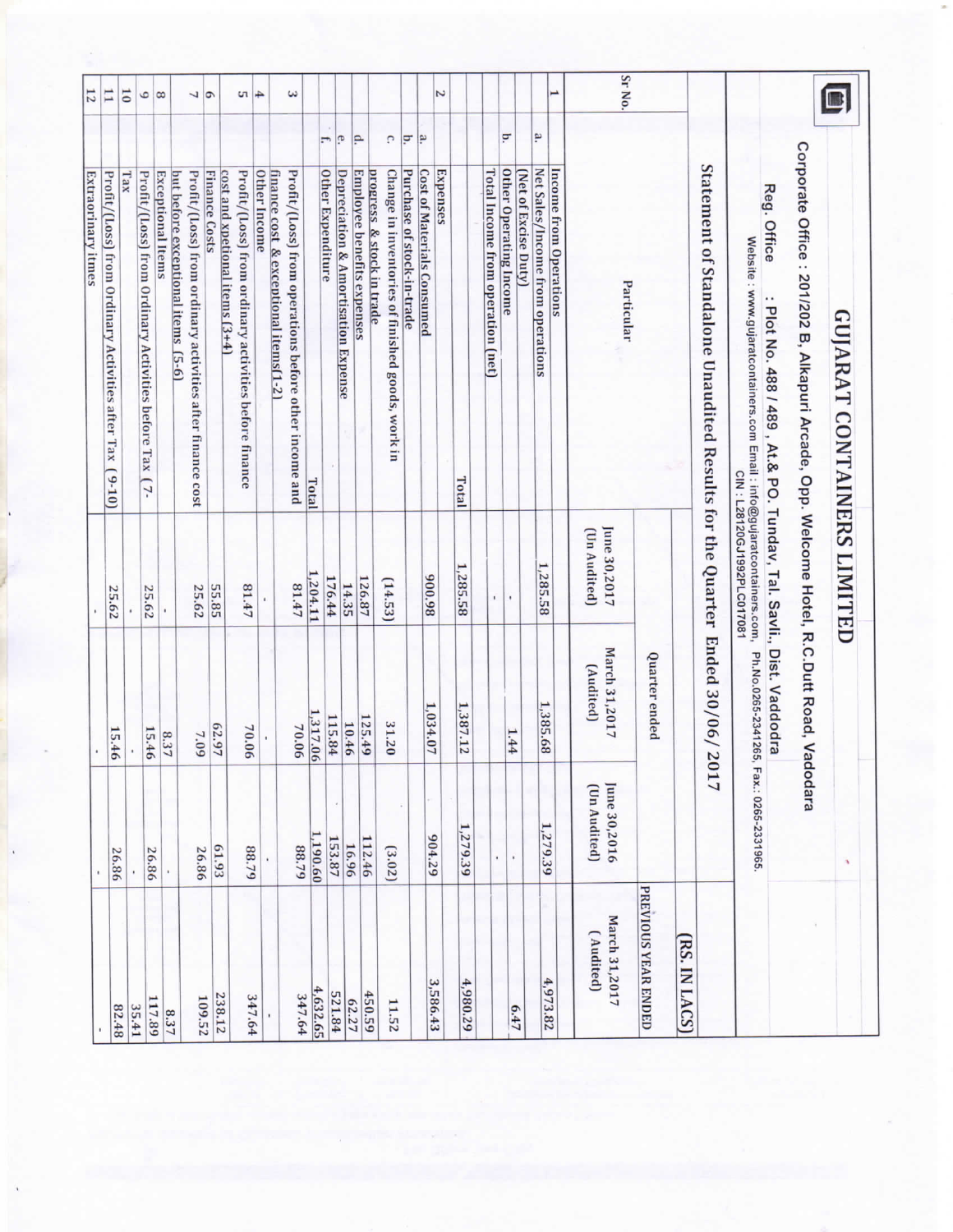# GUJARAT CONTAINERS LIMITED

Corporate Office : 201/202 B, Alkapuri Arcade, Opp. Welcome Hotel, R.C.Dutt Road, Vadodara

Reg. Office : Plot No. 488 / 489 , At.& PO. Tundav, Tal. Savli., Dist. Vadodara

Website : www.gujaratcontainers.com Email : info@gujaratcontainers.com, Ph.No.0265-2341265, Fax.: 0265-2331965.

CIN : L28120GJ1992PLC017081

## Statement of Standalone Unaudited Results for the Quarter Ended 30/06/ 2017

(RS. IN LACS)

| Sr No. | | Particular | Quarter ended | | | PREVIOUS YEAR ENDED |
|---|---|---|---|---|---|---|
| | | | June 30,2017 (Un Audited) | March 31,2017 (Audited) | June 30,2016 (Un Audited) | March 31,2017 ( Audited) |
| 1 | | Income from Operations | | | | |
| | a. | Net Sales/Income from operations (Net of Excise Duty) | 1,285.58 | 1,385.68 | 1,279.39 | 4,973.82 |
| | b. | Other Operating Income | - | 1.44 | - | 6.47 |
| | | Total Income from operation (net) | - | | - | |
| | | Total | 1,285.58 | 1,387.12 | 1,279.39 | 4,980.29 |
| 2 | | Expenses | | | | |
| | a. | Cost of Materials Consumed | 900.98 | 1,034.07 | 904.29 | 3,586.43 |
| | b. | Purchase of stock-in-trade | | | | |
| | c. | Change in inventories of finished goods, work in progress & stock in trade | (14.53) | 31.20 | (3.02) | 11.52 |
| | d. | Employee benefits expenses | 126.87 | 125.49 | 112.46 | 450.59 |
| | e. | Depreciation & Amortisation Expense | 14.35 | 10.46 | 16.96 | 62.27 |
| | f. | Other Expenditure | 176.44 | 115.84 | 153.87 | 521.84 |
| | | Total | 1,204.11 | 1,317.06 | 1,190.60 | 4,632.65 |
| 3 | | Profit/(Loss) from operations before other income and finance cost & exceptional items(1-2) | 81.47 | 70.06 | 88.79 | 347.64 |
| 4 | | Other Income | - | | | - |
| 5 | | Profit/(Loss) from ordinary activities before finance cost and xpetional items (3+4) | 81.47 | 70.06 | 88.79 | 347.64 |
| 6 | | Finance Costs | 55.85 | 62.97 | 61.93 | 238.12 |
| 7 | | Profit/(Loss) from ordinary activities after finance cost but before exceptional items (5-6) | 25.62 | 7.09 | 26.86 | 109.52 |
| 8 | | Exceptional Items | - | 8.37 | - | 8.37 |
| 9 | | Profit/(Loss) from Ordinary Activities before Tax (7- | 25.62 | 15.46 | 26.86 | 117.89 |
| 10 | | Tax | - | - | - | 35.41 |
| 11 | | Profit/(Loss) from Ordinary Activities after Tax (9-10) | 25.62 | 15.46 | 26.86 | 82.48 |
| 12 | | Extraorinary itmes | - | - | - | - |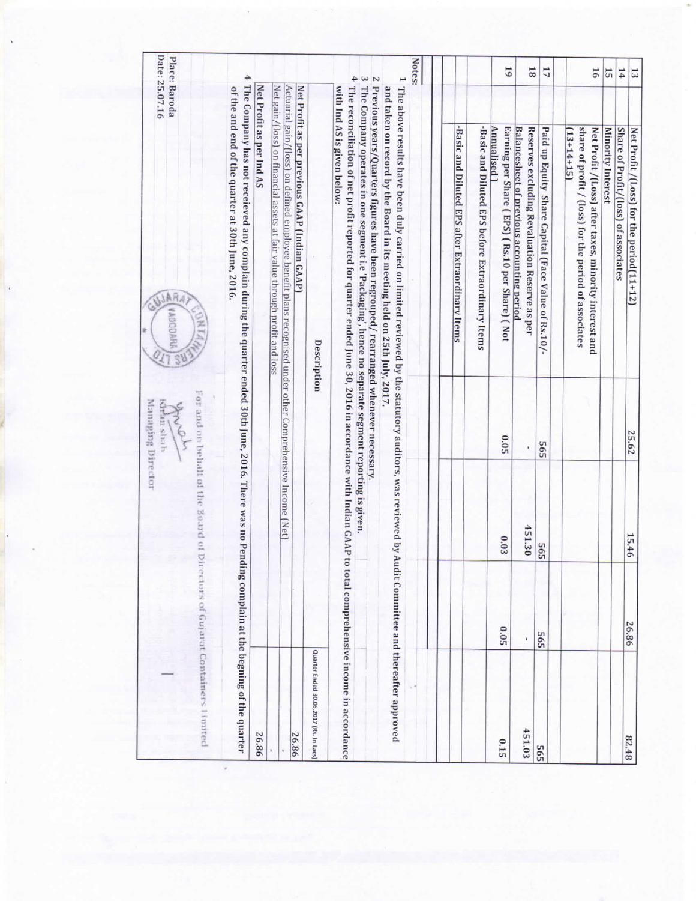| | | | | |
|---|---|---|---|---|
| 13 | Net Profit /(Loss) for the period(11+12) | 25.62 | 15.46 | 26.86 | 82.48 |
| 14 | Share of Profit/(loss) of associates | | | | |
| 15 | Minority Interest | | | | |
| 16 | Net Profit /(Loss) after taxes, minority interest and share of profit / (loss) for the period of associates (13+14+15) | | | | |
| 17 | Paid up Equity Share Capital (Face Value of Rs.10/- | 565 | 565 | 565 | 565 |
| 18 | Reserves excluding Revaluation Reserve as per Balancesheet of previous accounting period | - | 451.30 | - | 451.03 |
| 19 | Earning per Share ( EPS) ( Rs.10 per Share) ( Not Annualised ) | 0.05 | 0.03 | 0.05 | 0.15 |
| | -Basic and Diluted EPS before Extraordinary Items | | | | |
| | -Basic and Diluted EPS after Extraordinary Items | | | | |

Notes:

1 The above results have been duly carried on limited reviewed by the statutory auditors, was reviewed by Audit Committee and thereafter approved and taken on record by the Board in its meeting held on 25th July, 2017.

2 Previous years/Quarters figures have been regrouped/ rearranged whenever necessary.

3 The Company operates in one segment i.e 'Packaging', hence no separate segment reporting is given.

4 The reconciliation of net profit reported for quarter ended June 30, 2016 in accordance with Indian GAAP to total comprehensive income in accordance with Ind AS is given below:

| Description | Quarter Ended 30.06.2017 (Rs. In Lacs) |
|---|---|
| **Net Profit as per previous GAAP (Indian GAAP)** | 26.86 |
| Actuarial gain/(loss) on defined employee benefit plans recognised under other Comprehensive Income (Net) | - |
| Net gain/(loss) on financial assets at fair value through profit and loss | - |
| **Net Profit as per Ind AS** | 26.86 |

4 The Company has not receieved any complain during the quarter ended 30th June, 2016. There was no Pending complain at the begining of the quarter of the and end of the quarter at 30th June, 2016.

For and on behalf of the Board of Directors of Gujarat Containers Limited

Kiran shah
Managing Director

Place: Baroda
Date: 25.07.16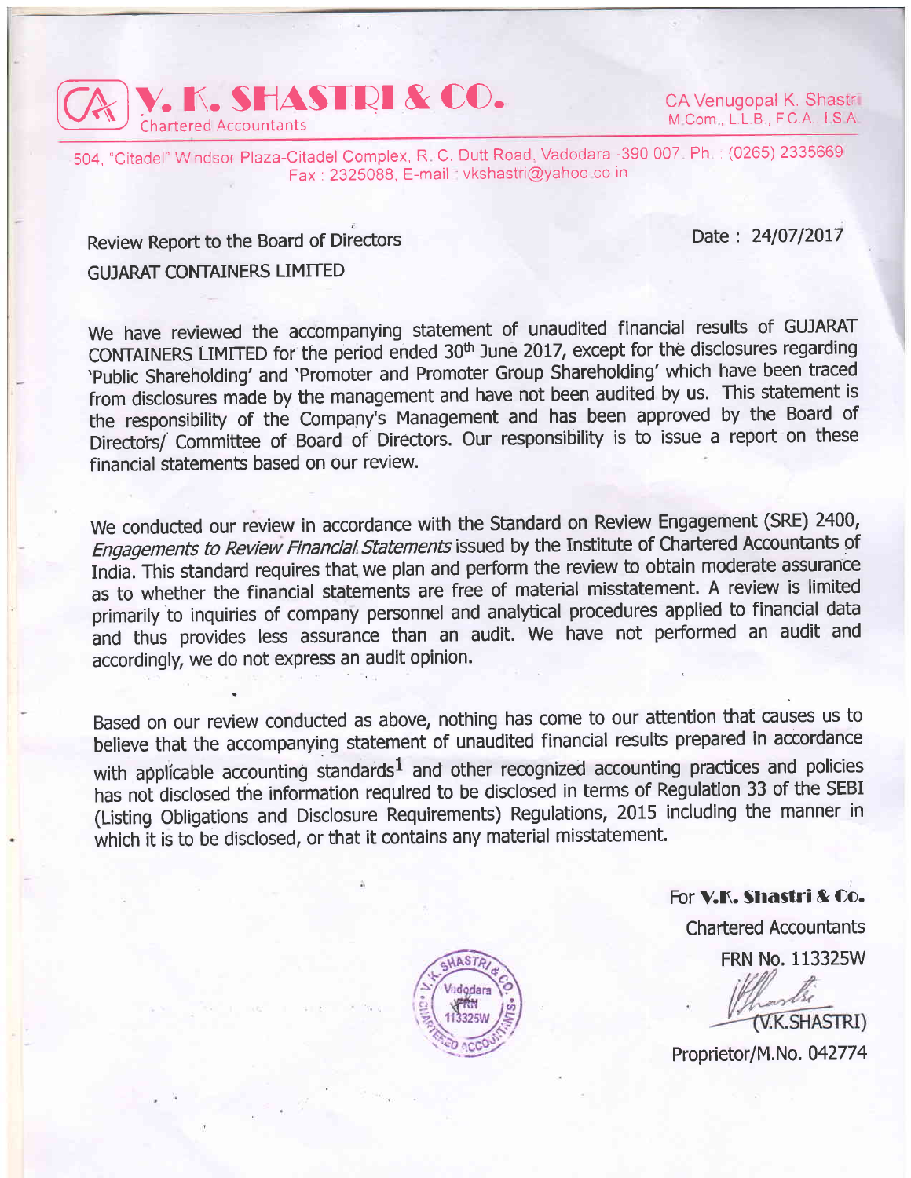# V. K. SHASTRI & CO.

Chartered Accountants

CA Venugopal K. Shastri
M.Com., L.L.B., F.C.A., I.S.A.

504, "Citadel" Windsor Plaza-Citadel Complex, R. C. Dutt Road, Vadodara -390 007. Ph. : (0265) 2335669
Fax : 2325088, E-mail : vkshastri@yahoo.co.in

Review Report to the Board of Directors
GUJARAT CONTAINERS LIMITED

Date : 24/07/2017

We have reviewed the accompanying statement of unaudited financial results of GUJARAT CONTAINERS LIMITED for the period ended 30th June 2017, except for the disclosures regarding 'Public Shareholding' and 'Promoter and Promoter Group Shareholding' which have been traced from disclosures made by the management and have not been audited by us. This statement is the responsibility of the Company's Management and has been approved by the Board of Directors/ Committee of Board of Directors. Our responsibility is to issue a report on these financial statements based on our review.

We conducted our review in accordance with the Standard on Review Engagement (SRE) 2400, *Engagements to Review Financial Statements* issued by the Institute of Chartered Accountants of India. This standard requires that we plan and perform the review to obtain moderate assurance as to whether the financial statements are free of material misstatement. A review is limited primarily to inquiries of company personnel and analytical procedures applied to financial data and thus provides less assurance than an audit. We have not performed an audit and accordingly, we do not express an audit opinion.

Based on our review conducted as above, nothing has come to our attention that causes us to believe that the accompanying statement of unaudited financial results prepared in accordance with applicable accounting standards[1] and other recognized accounting practices and policies has not disclosed the information required to be disclosed in terms of Regulation 33 of the SEBI (Listing Obligations and Disclosure Requirements) Regulations, 2015 including the manner in which it is to be disclosed, or that it contains any material misstatement.

For **V.K. Shastri & Co.**
Chartered Accountants
FRN No. 113325W

(V.K.SHASTRI)
Proprietor/M.No. 042774